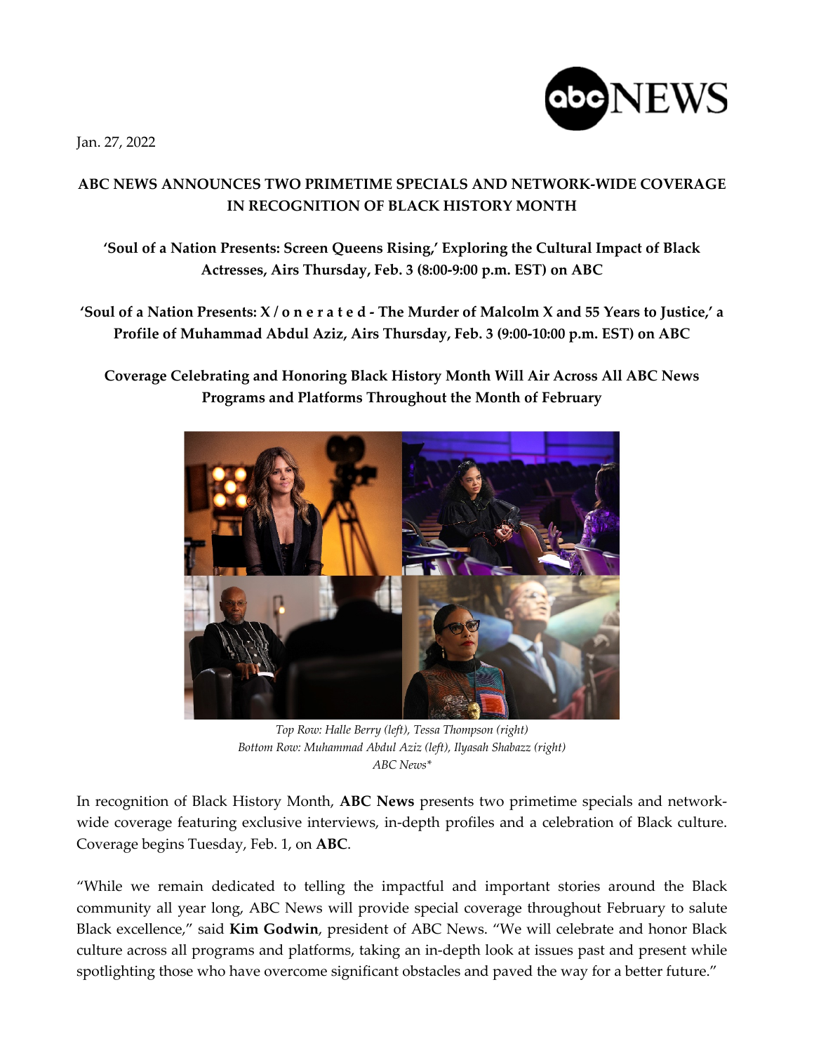Jan. 27, 2022

# ABC NEWS ANNOUNCES TWO PRIMETIME SPECIALS AND NETWORK-WIDE COVERAGE IN RECOGNITION OF BLACK HISTORY MONTH

**'Soul of a Nation Presents: Screen Queens Rising,' Exploring the Cultural Impact of Black Actresses, Airs Thursday, Feb. 3 (8:00-9:00 p.m. EST) on ABC**

**'Soul of a Nation Presents: X / o n e r a t e d - The Murder of Malcolm X and 55 Years to Justice,' a Profile of Muhammad Abdul Aziz, Airs Thursday, Feb. 3 (9:00-10:00 p.m. EST) on ABC**

**Coverage Celebrating and Honoring Black History Month Will Air Across All ABC News Programs and Platforms Throughout the Month of February**

*Top Row: Halle Berry (left), Tessa Thompson (right)*
*Bottom Row: Muhammad Abdul Aziz (left), Ilyasah Shabazz (right)*
*ABC News**

In recognition of Black History Month, **ABC News** presents two primetime specials and network-wide coverage featuring exclusive interviews, in-depth profiles and a celebration of Black culture. Coverage begins Tuesday, Feb. 1, on **ABC**.

"While we remain dedicated to telling the impactful and important stories around the Black community all year long, ABC News will provide special coverage throughout February to salute Black excellence," said **Kim Godwin**, president of ABC News. "We will celebrate and honor Black culture across all programs and platforms, taking an in-depth look at issues past and present while spotlighting those who have overcome significant obstacles and paved the way for a better future."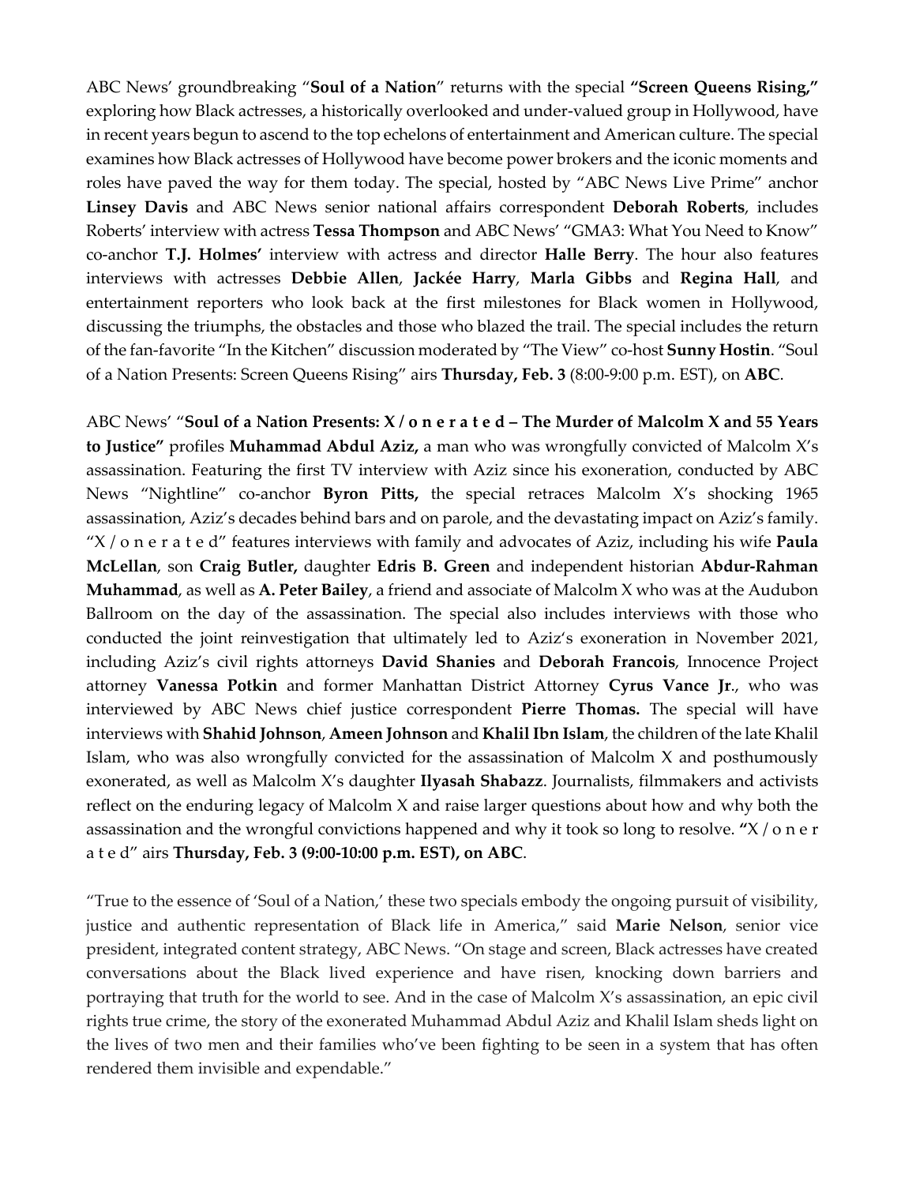ABC News' groundbreaking "**Soul of a Nation**" returns with the special **"Screen Queens Rising,"** exploring how Black actresses, a historically overlooked and under-valued group in Hollywood, have in recent years begun to ascend to the top echelons of entertainment and American culture. The special examines how Black actresses of Hollywood have become power brokers and the iconic moments and roles have paved the way for them today. The special, hosted by "ABC News Live Prime" anchor **Linsey Davis** and ABC News senior national affairs correspondent **Deborah Roberts**, includes Roberts' interview with actress **Tessa Thompson** and ABC News' "GMA3: What You Need to Know" co-anchor **T.J. Holmes'** interview with actress and director **Halle Berry**. The hour also features interviews with actresses **Debbie Allen**, **Jackée Harry**, **Marla Gibbs** and **Regina Hall**, and entertainment reporters who look back at the first milestones for Black women in Hollywood, discussing the triumphs, the obstacles and those who blazed the trail. The special includes the return of the fan-favorite "In the Kitchen" discussion moderated by "The View" co-host **Sunny Hostin**. "Soul of a Nation Presents: Screen Queens Rising" airs **Thursday, Feb. 3** (8:00-9:00 p.m. EST), on **ABC**.

ABC News' "**Soul of a Nation Presents: X / o n e r a t e d – The Murder of Malcolm X and 55 Years to Justice"** profiles **Muhammad Abdul Aziz,** a man who was wrongfully convicted of Malcolm X's assassination. Featuring the first TV interview with Aziz since his exoneration, conducted by ABC News "Nightline" co-anchor **Byron Pitts,** the special retraces Malcolm X's shocking 1965 assassination, Aziz's decades behind bars and on parole, and the devastating impact on Aziz's family. "X / o n e r a t e d" features interviews with family and advocates of Aziz, including his wife **Paula McLellan**, son **Craig Butler,** daughter **Edris B. Green** and independent historian **Abdur-Rahman Muhammad**, as well as **A. Peter Bailey**, a friend and associate of Malcolm X who was at the Audubon Ballroom on the day of the assassination. The special also includes interviews with those who conducted the joint reinvestigation that ultimately led to Aziz's exoneration in November 2021, including Aziz's civil rights attorneys **David Shanies** and **Deborah Francois**, Innocence Project attorney **Vanessa Potkin** and former Manhattan District Attorney **Cyrus Vance Jr**., who was interviewed by ABC News chief justice correspondent **Pierre Thomas.** The special will have interviews with **Shahid Johnson**, **Ameen Johnson** and **Khalil Ibn Islam**, the children of the late Khalil Islam, who was also wrongfully convicted for the assassination of Malcolm X and posthumously exonerated, as well as Malcolm X's daughter **Ilyasah Shabazz**. Journalists, filmmakers and activists reflect on the enduring legacy of Malcolm X and raise larger questions about how and why both the assassination and the wrongful convictions happened and why it took so long to resolve. **"**X / o n e r a t e d" airs **Thursday, Feb. 3 (9:00-10:00 p.m. EST), on ABC**.

"True to the essence of 'Soul of a Nation,' these two specials embody the ongoing pursuit of visibility, justice and authentic representation of Black life in America," said **Marie Nelson**, senior vice president, integrated content strategy, ABC News. "On stage and screen, Black actresses have created conversations about the Black lived experience and have risen, knocking down barriers and portraying that truth for the world to see. And in the case of Malcolm X's assassination, an epic civil rights true crime, the story of the exonerated Muhammad Abdul Aziz and Khalil Islam sheds light on the lives of two men and their families who've been fighting to be seen in a system that has often rendered them invisible and expendable."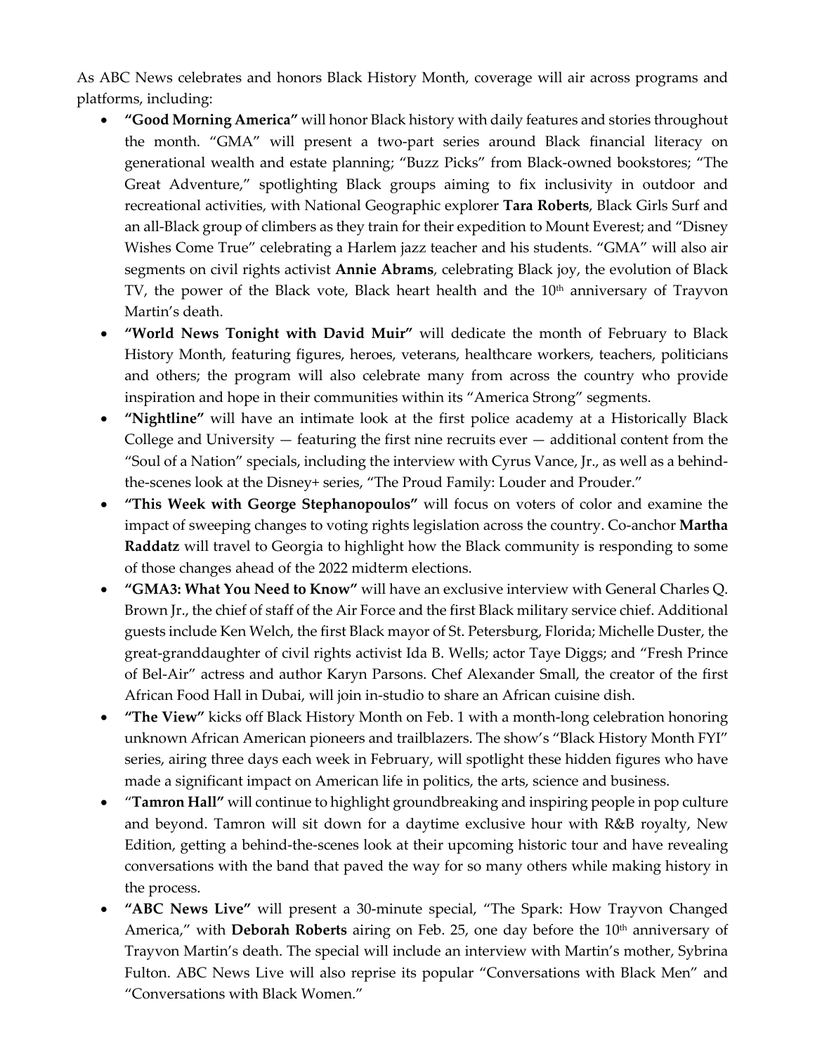As ABC News celebrates and honors Black History Month, coverage will air across programs and platforms, including:

- **"Good Morning America"** will honor Black history with daily features and stories throughout the month. "GMA" will present a two-part series around Black financial literacy on generational wealth and estate planning; "Buzz Picks" from Black-owned bookstores; "The Great Adventure," spotlighting Black groups aiming to fix inclusivity in outdoor and recreational activities, with National Geographic explorer **Tara Roberts**, Black Girls Surf and an all-Black group of climbers as they train for their expedition to Mount Everest; and "Disney Wishes Come True" celebrating a Harlem jazz teacher and his students. "GMA" will also air segments on civil rights activist **Annie Abrams**, celebrating Black joy, the evolution of Black TV, the power of the Black vote, Black heart health and the 10th anniversary of Trayvon Martin's death.
- **"World News Tonight with David Muir"** will dedicate the month of February to Black History Month, featuring figures, heroes, veterans, healthcare workers, teachers, politicians and others; the program will also celebrate many from across the country who provide inspiration and hope in their communities within its "America Strong" segments.
- **"Nightline"** will have an intimate look at the first police academy at a Historically Black College and University — featuring the first nine recruits ever — additional content from the "Soul of a Nation" specials, including the interview with Cyrus Vance, Jr., as well as a behind-the-scenes look at the Disney+ series, "The Proud Family: Louder and Prouder."
- **"This Week with George Stephanopoulos"** will focus on voters of color and examine the impact of sweeping changes to voting rights legislation across the country. Co-anchor **Martha Raddatz** will travel to Georgia to highlight how the Black community is responding to some of those changes ahead of the 2022 midterm elections.
- **"GMA3: What You Need to Know"** will have an exclusive interview with General Charles Q. Brown Jr., the chief of staff of the Air Force and the first Black military service chief. Additional guests include Ken Welch, the first Black mayor of St. Petersburg, Florida; Michelle Duster, the great-granddaughter of civil rights activist Ida B. Wells; actor Taye Diggs; and "Fresh Prince of Bel-Air" actress and author Karyn Parsons. Chef Alexander Small, the creator of the first African Food Hall in Dubai, will join in-studio to share an African cuisine dish.
- **"The View"** kicks off Black History Month on Feb. 1 with a month-long celebration honoring unknown African American pioneers and trailblazers. The show's "Black History Month FYI" series, airing three days each week in February, will spotlight these hidden figures who have made a significant impact on American life in politics, the arts, science and business.
- "**Tamron Hall"** will continue to highlight groundbreaking and inspiring people in pop culture and beyond. Tamron will sit down for a daytime exclusive hour with R&B royalty, New Edition, getting a behind-the-scenes look at their upcoming historic tour and have revealing conversations with the band that paved the way for so many others while making history in the process.
- **"ABC News Live"** will present a 30-minute special, "The Spark: How Trayvon Changed America," with **Deborah Roberts** airing on Feb. 25, one day before the 10th anniversary of Trayvon Martin's death. The special will include an interview with Martin's mother, Sybrina Fulton. ABC News Live will also reprise its popular "Conversations with Black Men" and "Conversations with Black Women."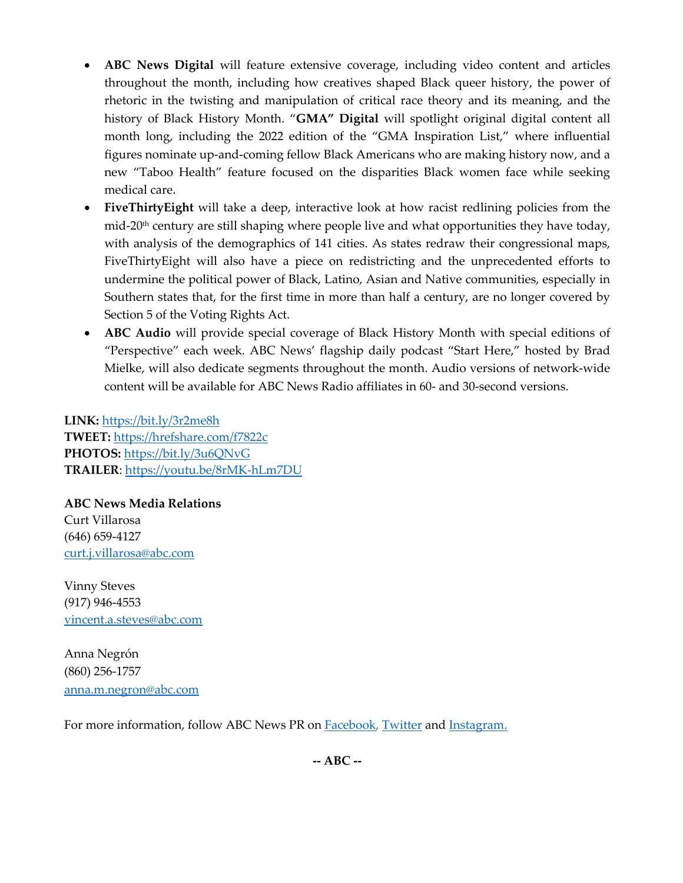- **ABC News Digital** will feature extensive coverage, including video content and articles throughout the month, including how creatives shaped Black queer history, the power of rhetoric in the twisting and manipulation of critical race theory and its meaning, and the history of Black History Month. "**GMA" Digital** will spotlight original digital content all month long, including the 2022 edition of the "GMA Inspiration List," where influential figures nominate up-and-coming fellow Black Americans who are making history now, and a new "Taboo Health" feature focused on the disparities Black women face while seeking medical care.
- **FiveThirtyEight** will take a deep, interactive look at how racist redlining policies from the mid-20th century are still shaping where people live and what opportunities they have today, with analysis of the demographics of 141 cities. As states redraw their congressional maps, FiveThirtyEight will also have a piece on redistricting and the unprecedented efforts to undermine the political power of Black, Latino, Asian and Native communities, especially in Southern states that, for the first time in more than half a century, are no longer covered by Section 5 of the Voting Rights Act.
- **ABC Audio** will provide special coverage of Black History Month with special editions of "Perspective" each week. ABC News' flagship daily podcast "Start Here," hosted by Brad Mielke, will also dedicate segments throughout the month. Audio versions of network-wide content will be available for ABC News Radio affiliates in 60- and 30-second versions.

**LINK:** https://bit.ly/3r2me8h
**TWEET:** https://hrefshare.com/f7822c
**PHOTOS:** https://bit.ly/3u6QNvG
**TRAILER**: https://youtu.be/8rMK-hLm7DU

**ABC News Media Relations**
Curt Villarosa
(646) 659-4127
curt.j.villarosa@abc.com

Vinny Steves
(917) 946-4553
vincent.a.steves@abc.com

Anna Negrón
(860) 256-1757
anna.m.negron@abc.com

For more information, follow ABC News PR on Facebook, Twitter and Instagram.

**-- ABC --**